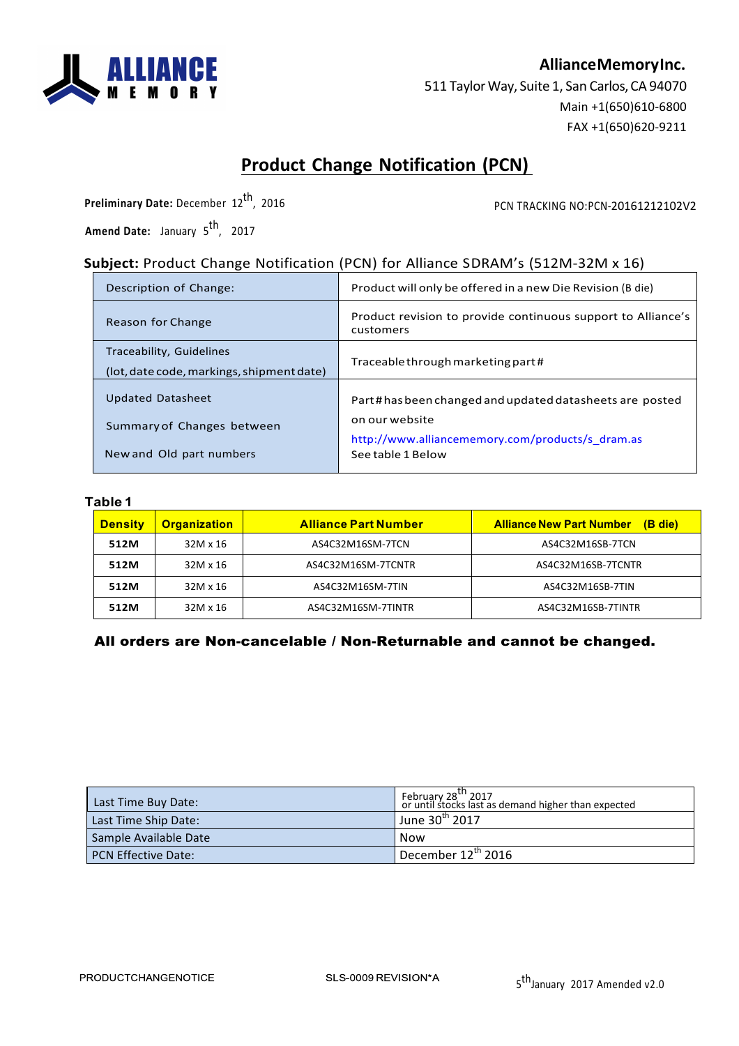**AllianceMemoryInc.**
511 Taylor Way, Suite 1, San Carlos, CA 94070
Main +1(650)610-6800
FAX +1(650)620-9211

# Product Change Notification (PCN)

**Preliminary Date:** December 12th, 2016

PCN TRACKING NO:PCN-20161212102V2

**Amend Date:** January 5th, 2017

**Subject:** Product Change Notification (PCN) for Alliance SDRAM's (512M-32M x 16)

| | |
|---|---|
| Description of Change: | Product will only be offered in a new Die Revision (B die) |
| Reason for Change | Product revision to provide continuous support to Alliance's customers |
| Traceability, Guidelines (lot, date code, markings, shipment date) | Traceable through marketing part# |
| Updated Datasheet<br>Summary of Changes between<br>New and Old part numbers | Part# has been changed and updated datasheets are posted on our website http://www.alliancememory.com/products/s_dram.as<br>See table 1 Below |

**Table 1**

| Density | Organization | Alliance Part Number | Alliance New Part Number (B die) |
|---|---|---|---|
| **512M** | 32M x 16 | AS4C32M16SM-7TCN | AS4C32M16SB-7TCN |
| **512M** | 32M x 16 | AS4C32M16SM-7TCNTR | AS4C32M16SB-7TCNTR |
| **512M** | 32M x 16 | AS4C32M16SM-7TIN | AS4C32M16SB-7TIN |
| **512M** | 32M x 16 | AS4C32M16SM-7TINTR | AS4C32M16SB-7TINTR |

**All orders are Non-cancelable / Non-Returnable and cannot be changed.**

| | |
|---|---|
| Last Time Buy Date: | February 28th 2017<br>or until stocks last as demand higher than expected |
| Last Time Ship Date: | June 30th 2017 |
| Sample Available Date | Now |
| PCN Effective Date: | December 12th 2016 |

PRODUCTCHANGENOTICE SLS-0009 REVISION*A 5th January 2017 Amended v2.0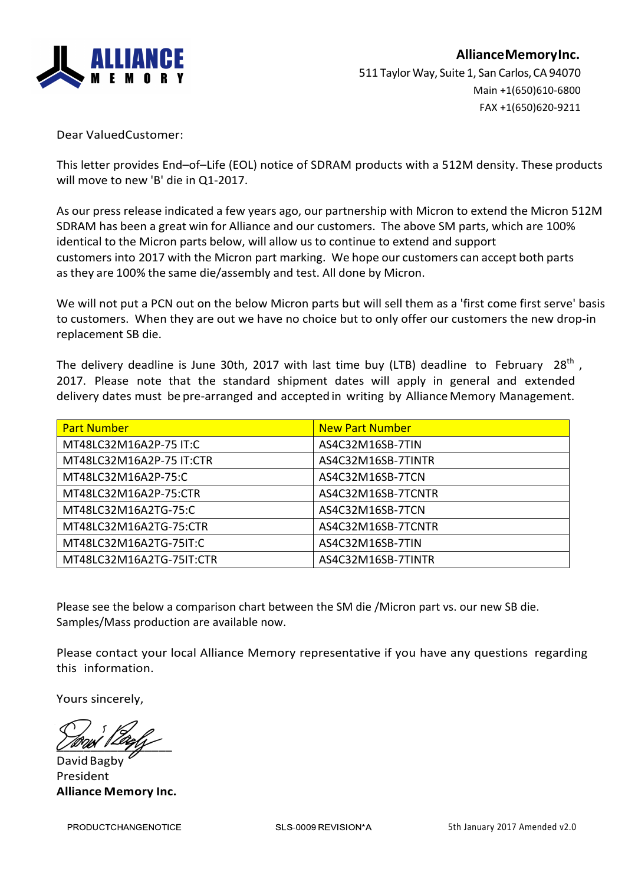**Alliance Memory Inc.**
511 Taylor Way, Suite 1, San Carlos, CA 94070
Main +1(650)610-6800
FAX +1(650)620-9211

Dear ValuedCustomer:

This letter provides End–of–Life (EOL) notice of SDRAM products with a 512M density. These products will move to new 'B' die in Q1-2017.

As our press release indicated a few years ago, our partnership with Micron to extend the Micron 512M SDRAM has been a great win for Alliance and our customers. The above SM parts, which are 100% identical to the Micron parts below, will allow us to continue to extend and support customers into 2017 with the Micron part marking. We hope our customers can accept both parts as they are 100% the same die/assembly and test. All done by Micron.

We will not put a PCN out on the below Micron parts but will sell them as a 'first come first serve' basis to customers. When they are out we have no choice but to only offer our customers the new drop-in replacement SB die.

The delivery deadline is June 30th, 2017 with last time buy (LTB) deadline to February 28th, 2017. Please note that the standard shipment dates will apply in general and extended delivery dates must be pre-arranged and accepted in writing by Alliance Memory Management.

| Part Number | New Part Number |
|---|---|
| MT48LC32M16A2P-75 IT:C | AS4C32M16SB-7TIN |
| MT48LC32M16A2P-75 IT:CTR | AS4C32M16SB-7TINTR |
| MT48LC32M16A2P-75:C | AS4C32M16SB-7TCN |
| MT48LC32M16A2P-75:CTR | AS4C32M16SB-7TCNTR |
| MT48LC32M16A2TG-75:C | AS4C32M16SB-7TCN |
| MT48LC32M16A2TG-75:CTR | AS4C32M16SB-7TCNTR |
| MT48LC32M16A2TG-75IT:C | AS4C32M16SB-7TIN |
| MT48LC32M16A2TG-75IT:CTR | AS4C32M16SB-7TINTR |

Please see the below a comparison chart between the SM die /Micron part vs. our new SB die. Samples/Mass production are available now.

Please contact your local Alliance Memory representative if you have any questions regarding this information.

Yours sincerely,

David Bagby
President
**Alliance Memory Inc.**

PRODUCTCHANGENOTICE SLS-0009 REVISION*A 5th January 2017 Amended v2.0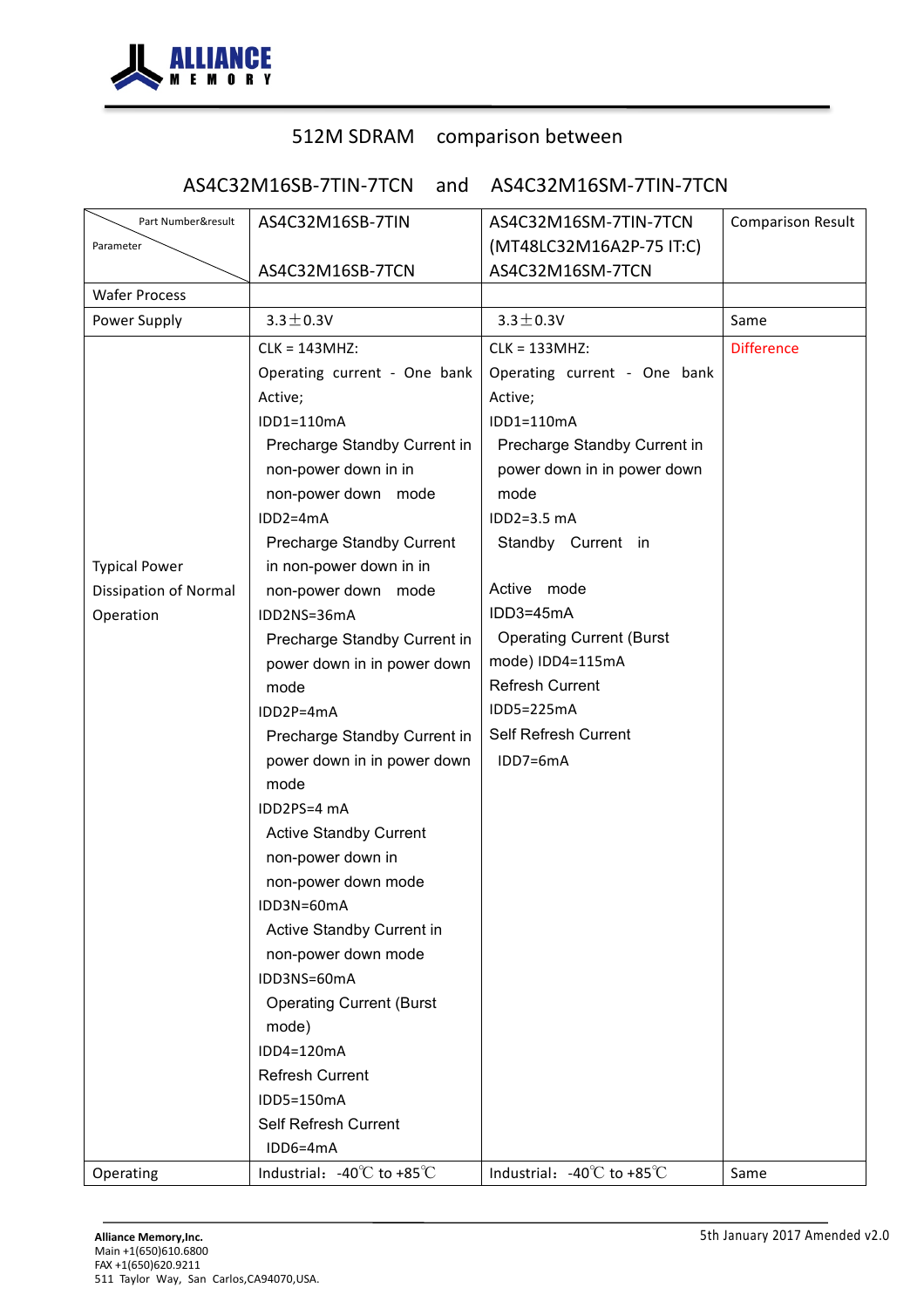512M SDRAM comparison between

AS4C32M16SB-7TIN-7TCN and AS4C32M16SM-7TIN-7TCN

| Part Number&result / Parameter | AS4C32M16SB-7TIN<br><br>AS4C32M16SB-7TCN | AS4C32M16SM-7TIN-7TCN<br>(MT48LC32M16A2P-75 IT:C)<br>AS4C32M16SM-7TCN | Comparison Result |
|---|---|---|---|
| Wafer Process | | | |
| Power Supply | 3.3±0.3V | 3.3±0.3V | Same |
| Typical Power Dissipation of Normal Operation | CLK = 143MHZ:<br>Operating current - One bank Active;<br>IDD1=110mA<br>Precharge Standby Current in non-power down in in non-power down mode<br>IDD2=4mA<br>Precharge Standby Current in non-power down in in non-power down mode<br>IDD2NS=36mA<br>Precharge Standby Current in power down in in power down mode<br>IDD2P=4mA<br>Precharge Standby Current in power down in in power down mode<br>IDD2PS=4 mA<br>Active Standby Current non-power down in non-power down mode<br>IDD3N=60mA<br>Active Standby Current in non-power down mode<br>IDD3NS=60mA<br>Operating Current (Burst mode)<br>IDD4=120mA<br>Refresh Current<br>IDD5=150mA<br>Self Refresh Current<br>IDD6=4mA | CLK = 133MHZ:<br>Operating current - One bank Active;<br>IDD1=110mA<br>Precharge Standby Current in power down in in power down mode<br>IDD2=3.5 mA<br>Standby Current in<br><br>Active mode<br>IDD3=45mA<br>Operating Current (Burst mode) IDD4=115mA<br>Refresh Current<br>IDD5=225mA<br>Self Refresh Current<br>IDD7=6mA | Difference |
| Operating | Industrial: -40℃ to +85℃ | Industrial: -40℃ to +85℃ | Same |

**Alliance Memory,Inc.**
Main +1(650)610.6800
FAX +1(650)620.9211
511 Taylor Way, San Carlos,CA94070,USA.

5th January 2017 Amended v2.0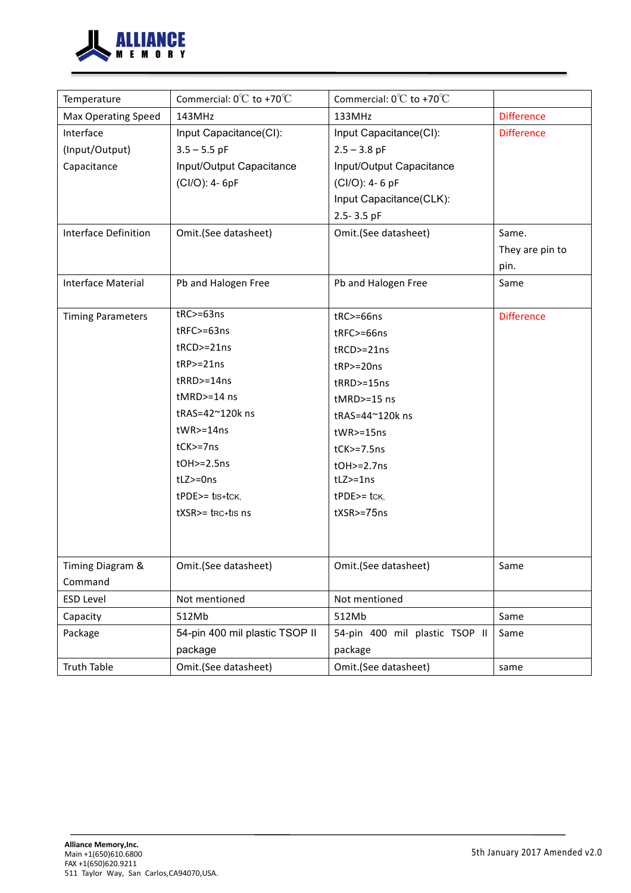| | | | |
|---|---|---|---|
| Temperature | Commercial: 0℃ to +70℃ | Commercial: 0℃ to +70℃ | |
| Max Operating Speed | 143MHz | 133MHz | Difference |
| Interface (Input/Output) Capacitance | Input Capacitance(CI): 3.5 – 5.5 pF Input/Output Capacitance (CI/O): 4- 6pF | Input Capacitance(CI): 2.5 – 3.8 pF Input/Output Capacitance (CI/O): 4- 6 pF Input Capacitance(CLK): 2.5- 3.5 pF | Difference |
| Interface Definition | Omit.(See datasheet) | Omit.(See datasheet) | Same. They are pin to pin. |
| Interface Material | Pb and Halogen Free | Pb and Halogen Free | Same |
| Timing Parameters | tRC>=63ns<br>tRFC>=63ns<br>tRCD>=21ns<br>tRP>=21ns<br>tRRD>=14ns<br>tMRD>=14 ns<br>tRAS=42~120k ns<br>tWR>=14ns<br>tCK>=7ns<br>tOH>=2.5ns<br>tLZ>=0ns<br>tPDE>= tIS+tCK,<br>tXSR>= tRC+tIS ns | tRC>=66ns<br>tRFC>=66ns<br>tRCD>=21ns<br>tRP>=20ns<br>tRRD>=15ns<br>tMRD>=15 ns<br>tRAS=44~120k ns<br>tWR>=15ns<br>tCK>=7.5ns<br>tOH>=2.7ns<br>tLZ>=1ns<br>tPDE>= tCK,<br>tXSR>=75ns | Difference |
| Timing Diagram & Command | Omit.(See datasheet) | Omit.(See datasheet) | Same |
| ESD Level | Not mentioned | Not mentioned | |
| Capacity | 512Mb | 512Mb | Same |
| Package | 54-pin 400 mil plastic TSOP II package | 54-pin 400 mil plastic TSOP II package | Same |
| Truth Table | Omit.(See datasheet) | Omit.(See datasheet) | same |

**Alliance Memory,Inc.**
Main +1(650)610.6800
FAX +1(650)620.9211
511 Taylor Way, San Carlos,CA94070,USA.

5th January 2017 Amended v2.0